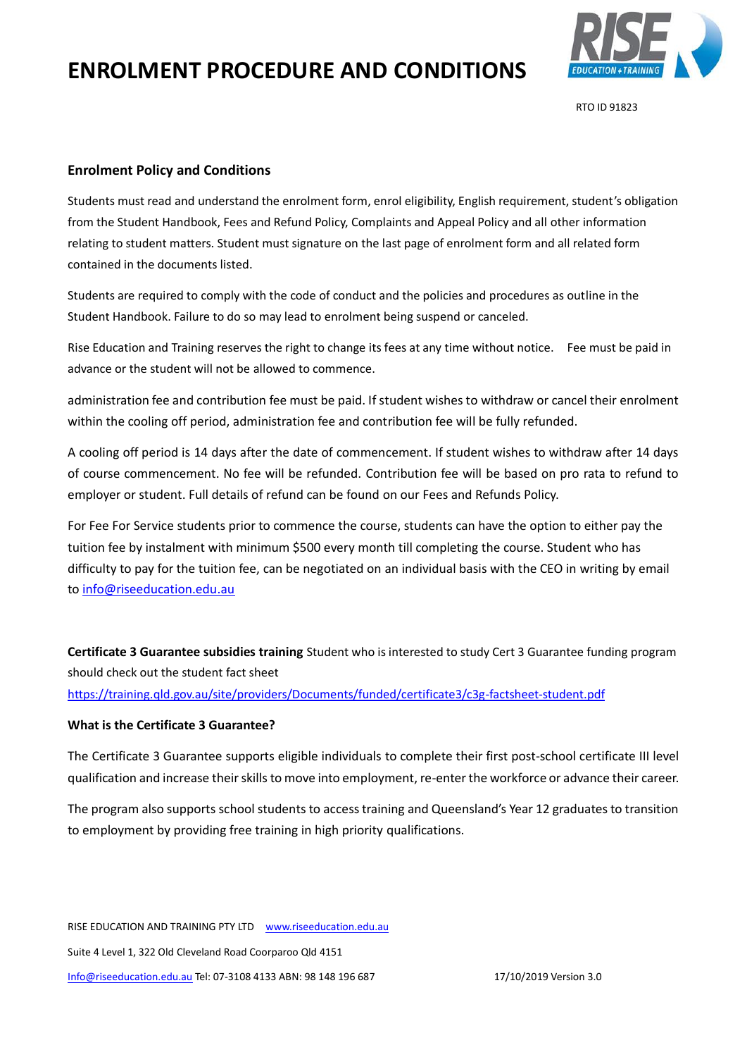# ENROLMENT PROCEDURE AND CONDITIONS

RTO ID 91823

## Enrolment Policy and Conditions

Students must read and understand the enrolment form, enrol eligibility, English requirement, student's obligation from the Student Handbook, Fees and Refund Policy, Complaints and Appeal Policy and all other information relating to student matters. Student must signature on the last page of enrolment form and all related form contained in the documents listed.

Students are required to comply with the code of conduct and the policies and procedures as outline in the Student Handbook. Failure to do so may lead to enrolment being suspend or canceled.

Rise Education and Training reserves the right to change its fees at any time without notice. Fee must be paid in advance or the student will not be allowed to commence.

administration fee and contribution fee must be paid. If student wishes to withdraw or cancel their enrolment within the cooling off period, administration fee and contribution fee will be fully refunded.

A cooling off period is 14 days after the date of commencement. If student wishes to withdraw after 14 days of course commencement. No fee will be refunded. Contribution fee will be based on pro rata to refund to employer or student. Full details of refund can be found on our Fees and Refunds Policy.

For Fee For Service students prior to commence the course, students can have the option to either pay the tuition fee by instalment with minimum $500 every month till completing the course. Student who has difficulty to pay for the tuition fee, can be negotiated on an individual basis with the CEO in writing by email to info@riseeducation.edu.au

**Certificate 3 Guarantee subsidies training** Student who is interested to study Cert 3 Guarantee funding program should check out the student fact sheet https://training.qld.gov.au/site/providers/Documents/funded/certificate3/c3g-factsheet-student.pdf

**What is the Certificate 3 Guarantee?**

The Certificate 3 Guarantee supports eligible individuals to complete their first post-school certificate III level qualification and increase their skills to move into employment, re-enter the workforce or advance their career.

The program also supports school students to access training and Queensland's Year 12 graduates to transition to employment by providing free training in high priority qualifications.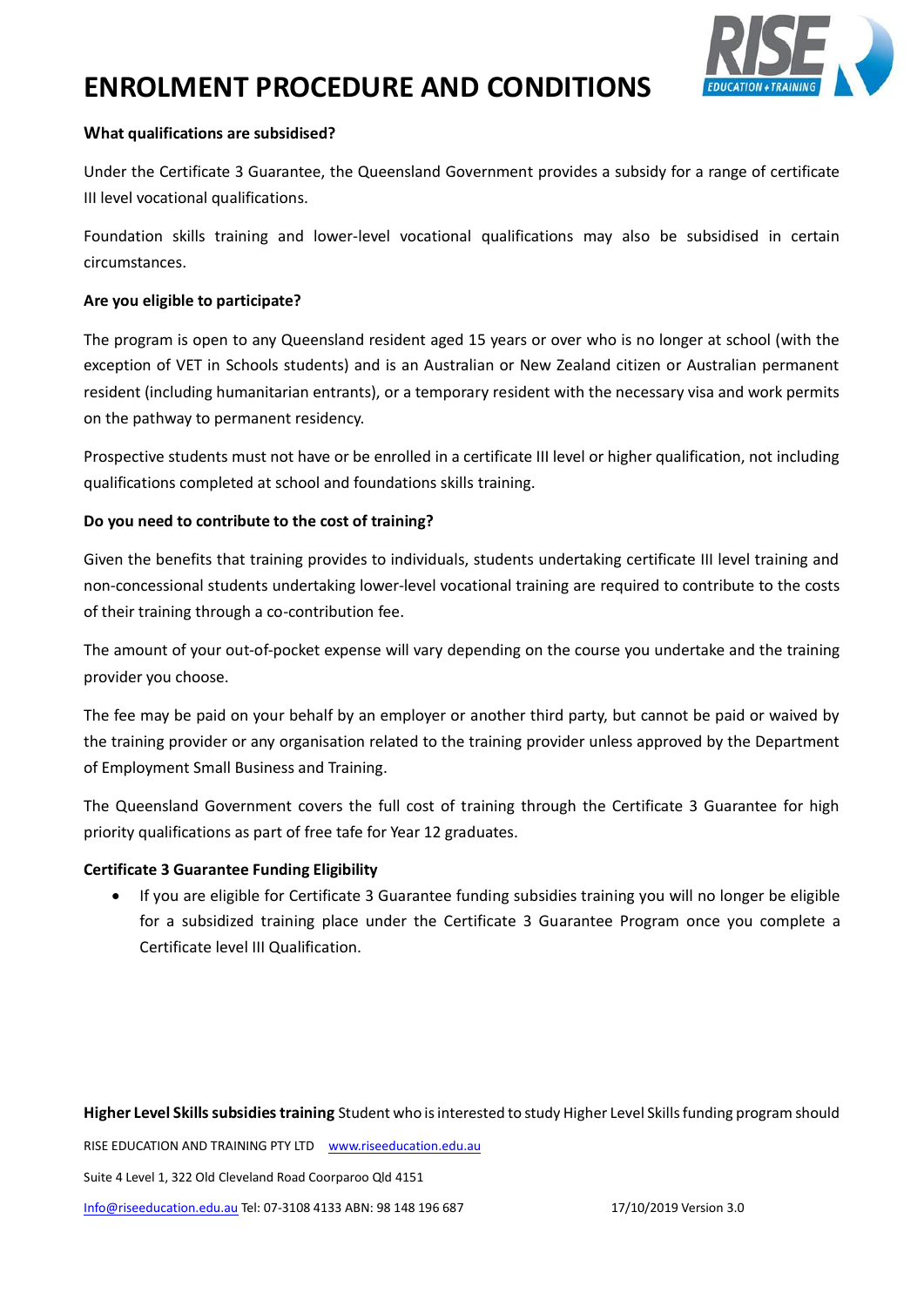# ENROLMENT PROCEDURE AND CONDITIONS

**What qualifications are subsidised?**

Under the Certificate 3 Guarantee, the Queensland Government provides a subsidy for a range of certificate III level vocational qualifications.

Foundation skills training and lower-level vocational qualifications may also be subsidised in certain circumstances.

**Are you eligible to participate?**

The program is open to any Queensland resident aged 15 years or over who is no longer at school (with the exception of VET in Schools students) and is an Australian or New Zealand citizen or Australian permanent resident (including humanitarian entrants), or a temporary resident with the necessary visa and work permits on the pathway to permanent residency.

Prospective students must not have or be enrolled in a certificate III level or higher qualification, not including qualifications completed at school and foundations skills training.

**Do you need to contribute to the cost of training?**

Given the benefits that training provides to individuals, students undertaking certificate III level training and non-concessional students undertaking lower-level vocational training are required to contribute to the costs of their training through a co-contribution fee.

The amount of your out-of-pocket expense will vary depending on the course you undertake and the training provider you choose.

The fee may be paid on your behalf by an employer or another third party, but cannot be paid or waived by the training provider or any organisation related to the training provider unless approved by the Department of Employment Small Business and Training.

The Queensland Government covers the full cost of training through the Certificate 3 Guarantee for high priority qualifications as part of free tafe for Year 12 graduates.

**Certificate 3 Guarantee Funding Eligibility**

- If you are eligible for Certificate 3 Guarantee funding subsidies training you will no longer be eligible for a subsidized training place under the Certificate 3 Guarantee Program once you complete a Certificate level III Qualification.

**Higher Level Skills subsidies training** Student who is interested to study Higher Level Skills funding program should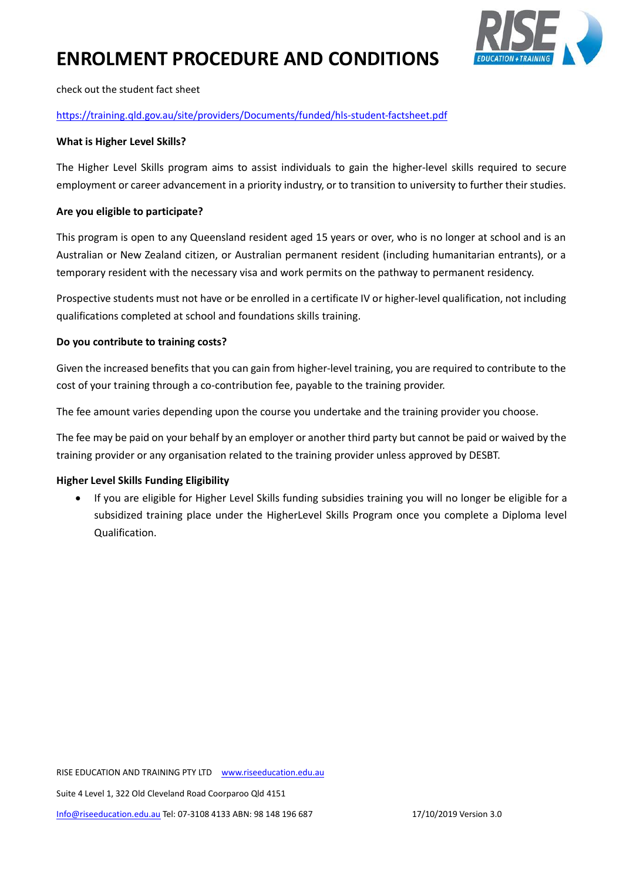# ENROLMENT PROCEDURE AND CONDITIONS

check out the student fact sheet

https://training.qld.gov.au/site/providers/Documents/funded/hls-student-factsheet.pdf

**What is Higher Level Skills?**

The Higher Level Skills program aims to assist individuals to gain the higher-level skills required to secure employment or career advancement in a priority industry, or to transition to university to further their studies.

**Are you eligible to participate?**

This program is open to any Queensland resident aged 15 years or over, who is no longer at school and is an Australian or New Zealand citizen, or Australian permanent resident (including humanitarian entrants), or a temporary resident with the necessary visa and work permits on the pathway to permanent residency.

Prospective students must not have or be enrolled in a certificate IV or higher-level qualification, not including qualifications completed at school and foundations skills training.

**Do you contribute to training costs?**

Given the increased benefits that you can gain from higher-level training, you are required to contribute to the cost of your training through a co-contribution fee, payable to the training provider.

The fee amount varies depending upon the course you undertake and the training provider you choose.

The fee may be paid on your behalf by an employer or another third party but cannot be paid or waived by the training provider or any organisation related to the training provider unless approved by DESBT.

**Higher Level Skills Funding Eligibility**

- If you are eligible for Higher Level Skills funding subsidies training you will no longer be eligible for a subsidized training place under the HigherLevel Skills Program once you complete a Diploma level Qualification.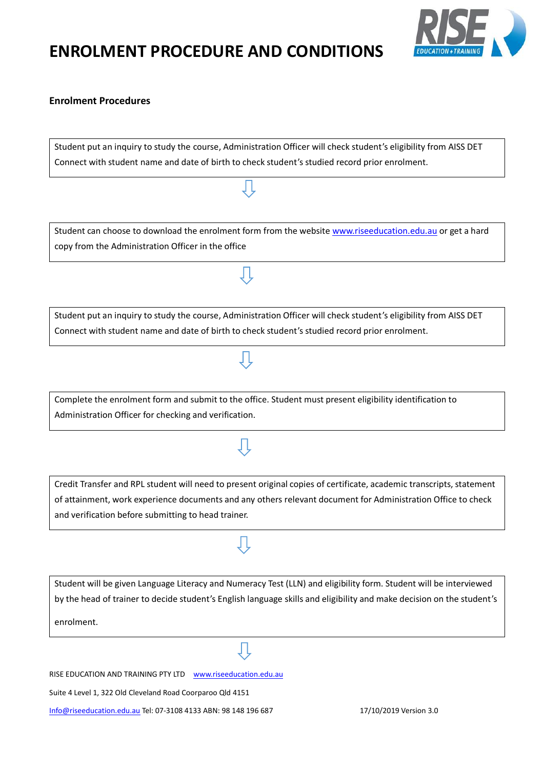# ENROLMENT PROCEDURE AND CONDITIONS

**Enrolment Procedures**

Student put an inquiry to study the course, Administration Officer will check student's eligibility from AISS DET Connect with student name and date of birth to check student's studied record prior enrolment.

⇩

Student can choose to download the enrolment form from the website www.riseeducation.edu.au or get a hard copy from the Administration Officer in the office

⇩

Student put an inquiry to study the course, Administration Officer will check student's eligibility from AISS DET Connect with student name and date of birth to check student's studied record prior enrolment.

⇩

Complete the enrolment form and submit to the office. Student must present eligibility identification to Administration Officer for checking and verification.

⇩

Credit Transfer and RPL student will need to present original copies of certificate, academic transcripts, statement of attainment, work experience documents and any others relevant document for Administration Office to check and verification before submitting to head trainer.

⇩

Student will be given Language Literacy and Numeracy Test (LLN) and eligibility form. Student will be interviewed by the head of trainer to decide student's English language skills and eligibility and make decision on the student's enrolment.

⇩

RISE EDUCATION AND TRAINING PTY LTD www.riseeducation.edu.au

Suite 4 Level 1, 322 Old Cleveland Road Coorparoo Qld 4151

Info@riseeducation.edu.au Tel: 07-3108 4133 ABN: 98 148 196 687

17/10/2019 Version 3.0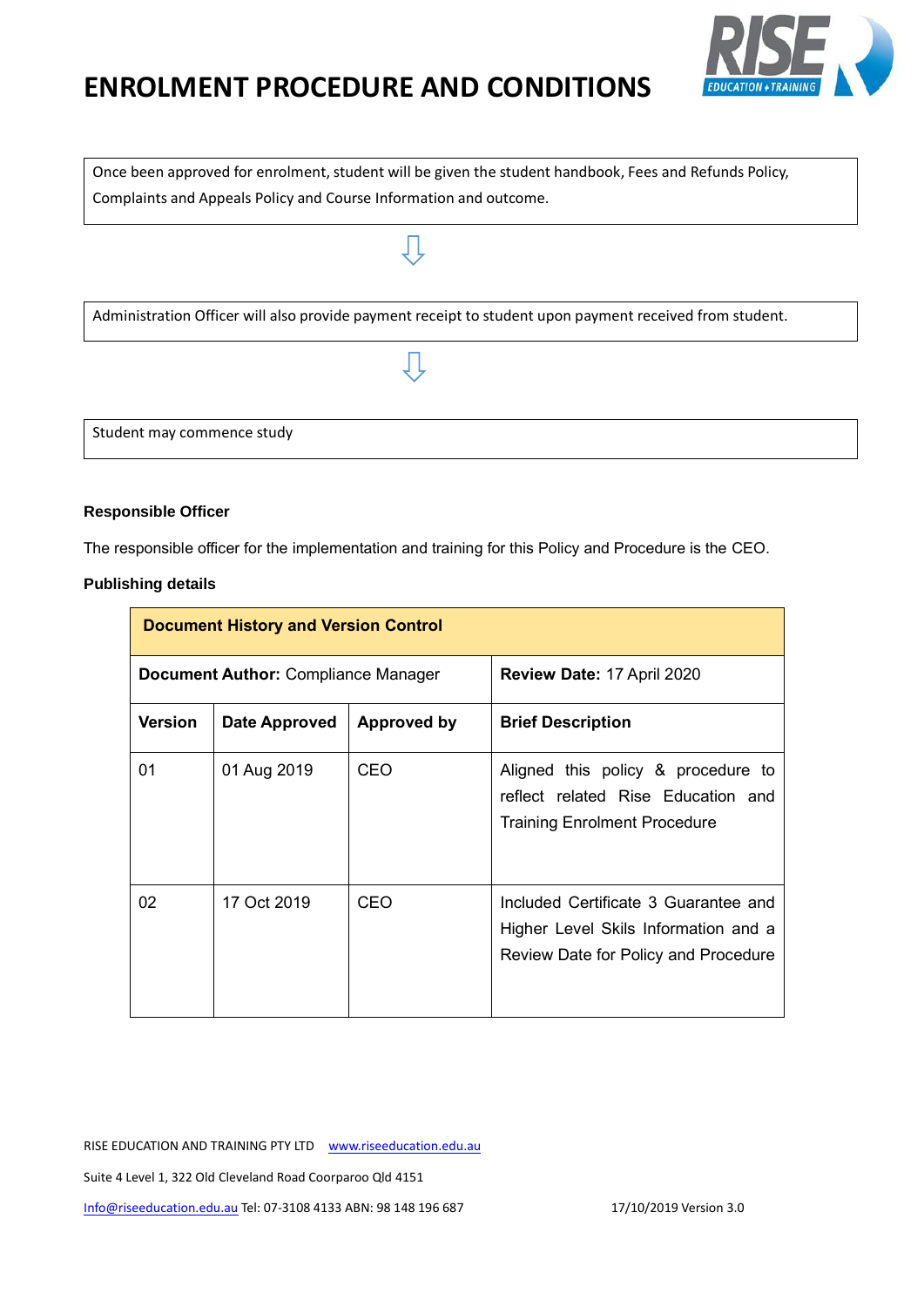# ENROLMENT PROCEDURE AND CONDITIONS

Once been approved for enrolment, student will be given the student handbook, Fees and Refunds Policy, Complaints and Appeals Policy and Course Information and outcome.

⇩

Administration Officer will also provide payment receipt to student upon payment received from student.

⇩

Student may commence study

**Responsible Officer**

The responsible officer for the implementation and training for this Policy and Procedure is the CEO.

**Publishing details**

| **Document History and Version Control** | | | |
|---|---|---|---|
| **Document Author:** Compliance Manager | | | **Review Date:** 17 April 2020 |
| **Version** | **Date Approved** | **Approved by** | **Brief Description** |
| 01 | 01 Aug 2019 | CEO | Aligned this policy & procedure to reflect related Rise Education and Training Enrolment Procedure |
| 02 | 17 Oct 2019 | CEO | Included Certificate 3 Guarantee and Higher Level Skils Information and a Review Date for Policy and Procedure |